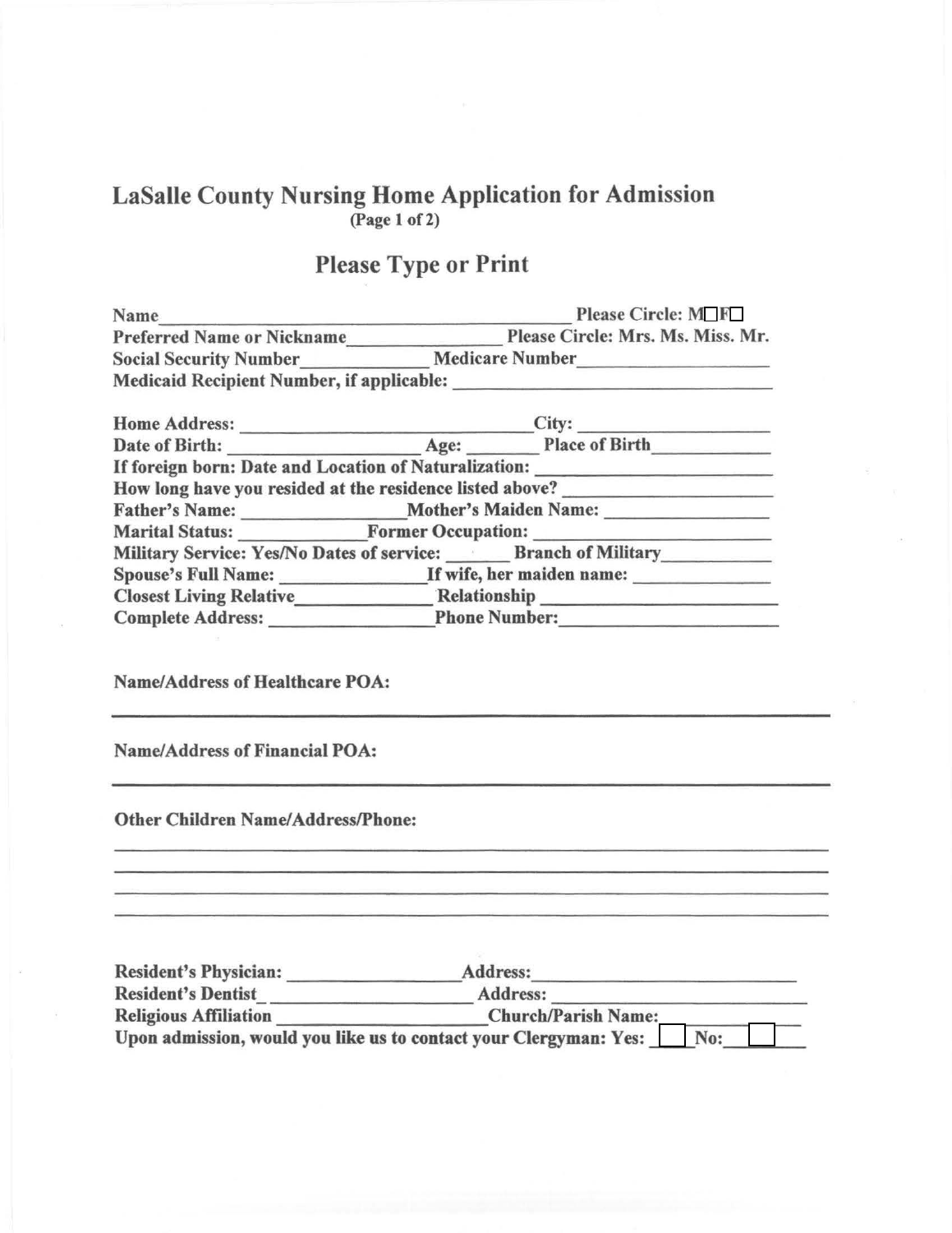# LaSalle County Nursing Home Application for Admission

(Page 1 of 2)

## Please Type or Print

**Name**\_\_\_\_\_\_\_\_\_\_\_\_\_\_\_\_\_\_\_\_\_\_\_\_\_\_\_\_\_\_\_\_\_\_\_\_\_\_\_\_ **Please Circle: M☐F☐**

**Preferred Name or Nickname**\_\_\_\_\_\_\_\_\_\_\_\_\_\_\_ **Please Circle: Mrs. Ms. Miss. Mr.**

**Social Security Number**\_\_\_\_\_\_\_\_\_\_\_\_\_ **Medicare Number**\_\_\_\_\_\_\_\_\_\_\_\_\_\_\_\_\_\_

**Medicaid Recipient Number, if applicable:** \_\_\_\_\_\_\_\_\_\_\_\_\_\_\_\_\_\_\_\_\_\_\_\_\_\_\_\_\_\_\_\_

**Home Address:** \_\_\_\_\_\_\_\_\_\_\_\_\_\_\_\_\_\_\_\_\_\_\_\_\_\_\_\_\_\_**City:** \_\_\_\_\_\_\_\_\_\_\_\_\_\_\_\_\_\_

**Date of Birth:** \_\_\_\_\_\_\_\_\_\_\_\_\_\_\_\_\_\_\_\_ **Age:** \_\_\_\_\_\_\_ **Place of Birth**\_\_\_\_\_\_\_\_\_\_\_\_

**If foreign born: Date and Location of Naturalization:** \_\_\_\_\_\_\_\_\_\_\_\_\_\_\_\_\_\_\_\_\_\_\_\_

**How long have you resided at the residence listed above?** \_\_\_\_\_\_\_\_\_\_\_\_\_\_\_\_\_\_\_\_\_

**Father's Name:** \_\_\_\_\_\_\_\_\_\_\_\_\_\_\_\_\_**Mother's Maiden Name:** \_\_\_\_\_\_\_\_\_\_\_\_\_\_\_\_\_

**Marital Status:** \_\_\_\_\_\_\_\_\_\_\_\_\_**Former Occupation:** \_\_\_\_\_\_\_\_\_\_\_\_\_\_\_\_\_\_\_\_\_\_\_\_

**Military Service: Yes/No Dates of service:** \_\_\_\_\_\_ **Branch of Military**\_\_\_\_\_\_\_\_\_\_\_

**Spouse's Full Name:** \_\_\_\_\_\_\_\_\_\_\_\_\_\_\_**If wife, her maiden name:** \_\_\_\_\_\_\_\_\_\_\_\_\_\_

**Closest Living Relative**\_\_\_\_\_\_\_\_\_\_\_\_\_\_ **Relationship** \_\_\_\_\_\_\_\_\_\_\_\_\_\_\_\_\_\_\_\_\_\_\_

**Complete Address:** \_\_\_\_\_\_\_\_\_\_\_\_\_\_\_\_\_**Phone Number:**\_\_\_\_\_\_\_\_\_\_\_\_\_\_\_\_\_\_\_\_\_\_

**Name/Address of Healthcare POA:**

\_\_\_\_\_\_\_\_\_\_\_\_\_\_\_\_\_\_\_\_\_\_\_\_\_\_\_\_\_\_\_\_\_\_\_\_\_\_\_\_\_\_\_\_\_\_\_\_\_\_\_\_\_\_\_\_\_\_\_\_\_\_\_\_\_\_\_\_\_\_

**Name/Address of Financial POA:**

\_\_\_\_\_\_\_\_\_\_\_\_\_\_\_\_\_\_\_\_\_\_\_\_\_\_\_\_\_\_\_\_\_\_\_\_\_\_\_\_\_\_\_\_\_\_\_\_\_\_\_\_\_\_\_\_\_\_\_\_\_\_\_\_\_\_\_\_\_\_

**Other Children Name/Address/Phone:**

\_\_\_\_\_\_\_\_\_\_\_\_\_\_\_\_\_\_\_\_\_\_\_\_\_\_\_\_\_\_\_\_\_\_\_\_\_\_\_\_\_\_\_\_\_\_\_\_\_\_\_\_\_\_\_\_\_\_\_\_\_\_\_\_\_\_\_\_\_\_

\_\_\_\_\_\_\_\_\_\_\_\_\_\_\_\_\_\_\_\_\_\_\_\_\_\_\_\_\_\_\_\_\_\_\_\_\_\_\_\_\_\_\_\_\_\_\_\_\_\_\_\_\_\_\_\_\_\_\_\_\_\_\_\_\_\_\_\_\_\_

\_\_\_\_\_\_\_\_\_\_\_\_\_\_\_\_\_\_\_\_\_\_\_\_\_\_\_\_\_\_\_\_\_\_\_\_\_\_\_\_\_\_\_\_\_\_\_\_\_\_\_\_\_\_\_\_\_\_\_\_\_\_\_\_\_\_\_\_\_\_

\_\_\_\_\_\_\_\_\_\_\_\_\_\_\_\_\_\_\_\_\_\_\_\_\_\_\_\_\_\_\_\_\_\_\_\_\_\_\_\_\_\_\_\_\_\_\_\_\_\_\_\_\_\_\_\_\_\_\_\_\_\_\_\_\_\_\_\_\_\_

**Resident's Physician:** \_\_\_\_\_\_\_\_\_\_\_\_\_\_\_\_\_\_**Address:**\_\_\_\_\_\_\_\_\_\_\_\_\_\_\_\_\_\_\_\_\_\_\_\_\_\_

**Resident's Dentist**\_ \_\_\_\_\_\_\_\_\_\_\_\_\_\_\_\_\_\_\_\_ **Address:** \_\_\_\_\_\_\_\_\_\_\_\_\_\_\_\_\_\_\_\_\_\_\_\_\_\_\_

**Religious Affiliation** \_\_\_\_\_\_\_\_\_\_\_\_\_\_\_\_\_\_\_\_\_\_**Church/Parish Name:**\_\_\_\_\_\_\_\_\_\_\_\_\_

**Upon admission, would you like us to contact your Clergyman: Yes: ☐ No: ☐**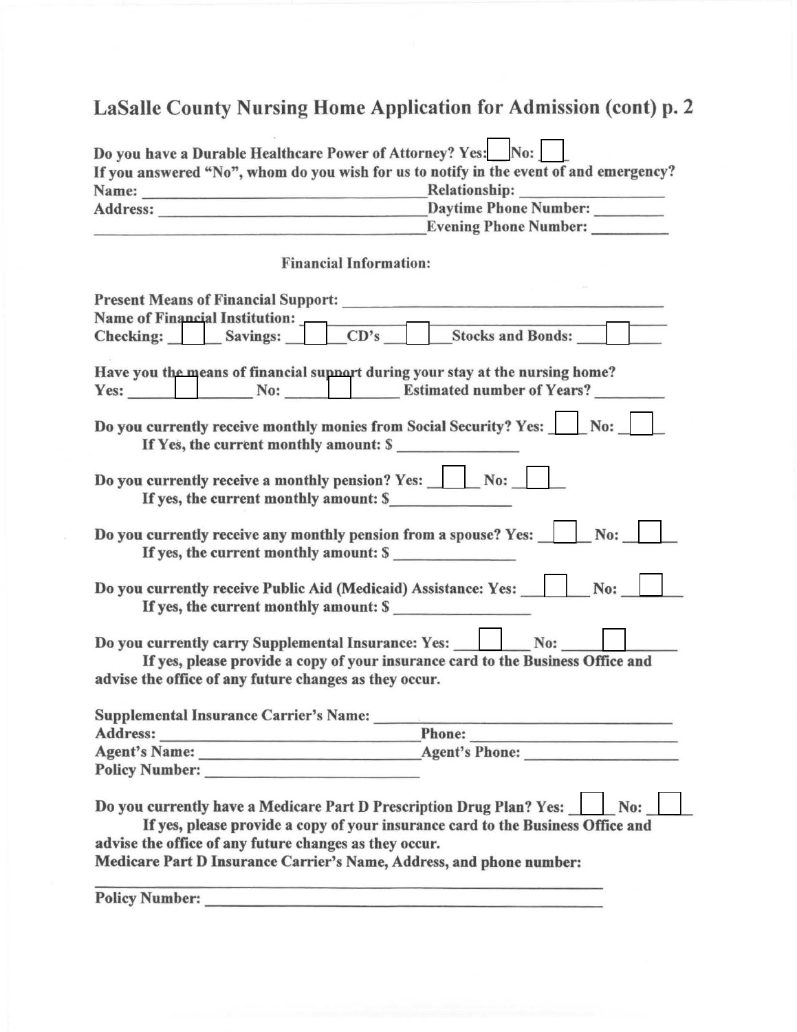# LaSalle County Nursing Home Application for Admission (cont) p. 2

**Do you have a Durable Healthcare Power of Attorney? Yes: ☐ No: ☐**

**If you answered "No", whom do you wish for us to notify in the event of and emergency?**

**Name:** ______________________ **Relationship:** ______________

**Address:** ______________________ **Daytime Phone Number:** ________

______________________ **Evening Phone Number:** ________

**Financial Information:**

**Present Means of Financial Support:** ______________________

**Name of Financial Institution:** ______________________

**Checking:** ☐ **Savings:** ☐ **CD's** ☐ **Stocks and Bonds:** ☐

**Have you the means of financial support during your stay at the nursing home?**

**Yes:** ☐ **No:** ☐ **Estimated number of Years?** ________

**Do you currently receive monthly monies from Social Security? Yes:** ☐ **No:** ☐

**If Yes, the current monthly amount: $** ______________

**Do you currently receive a monthly pension? Yes:** ☐ **No:** ☐

**If yes, the current monthly amount: $** ______________

**Do you currently receive any monthly pension from a spouse? Yes:** ☐ **No:** ☐

**If yes, the current monthly amount: $** ______________

**Do you currently receive Public Aid (Medicaid) Assistance: Yes:** ☐ **No:** ☐

**If yes, the current monthly amount: $** ______________

**Do you currently carry Supplemental Insurance: Yes:** ☐ **No:** ☐

**If yes, please provide a copy of your insurance card to the Business Office and advise the office of any future changes as they occur.**

**Supplemental Insurance Carrier's Name:** ______________________

**Address:** ______________________ **Phone:** ______________

**Agent's Name:** ______________________ **Agent's Phone:** ______________

**Policy Number:** ______________________

**Do you currently have a Medicare Part D Prescription Drug Plan? Yes:** ☐ **No:** ☐

**If yes, please provide a copy of your insurance card to the Business Office and advise the office of any future changes as they occur.**

**Medicare Part D Insurance Carrier's Name, Address, and phone number:**

______________________________________________

**Policy Number:** ______________________